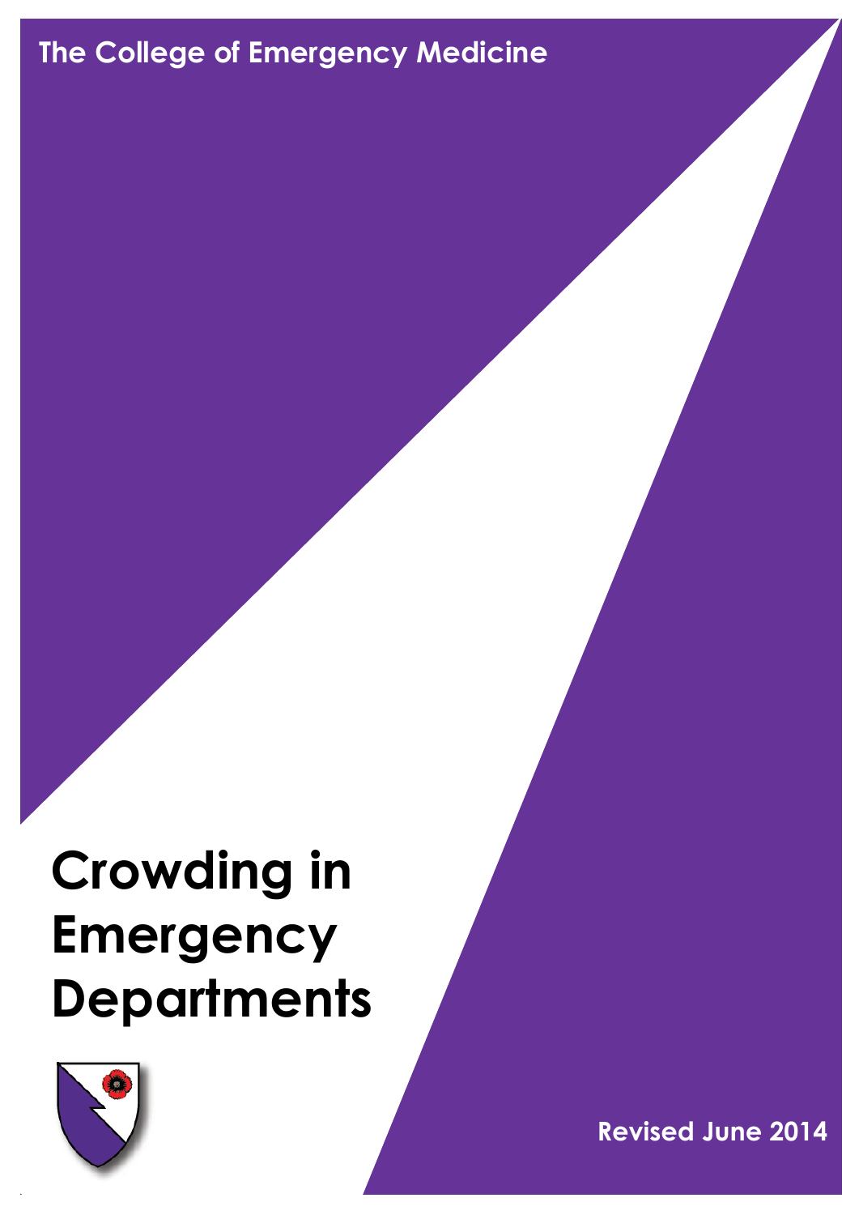The College of Emergency Medicine

# Crowding in Emergency Departments

Revised June 2014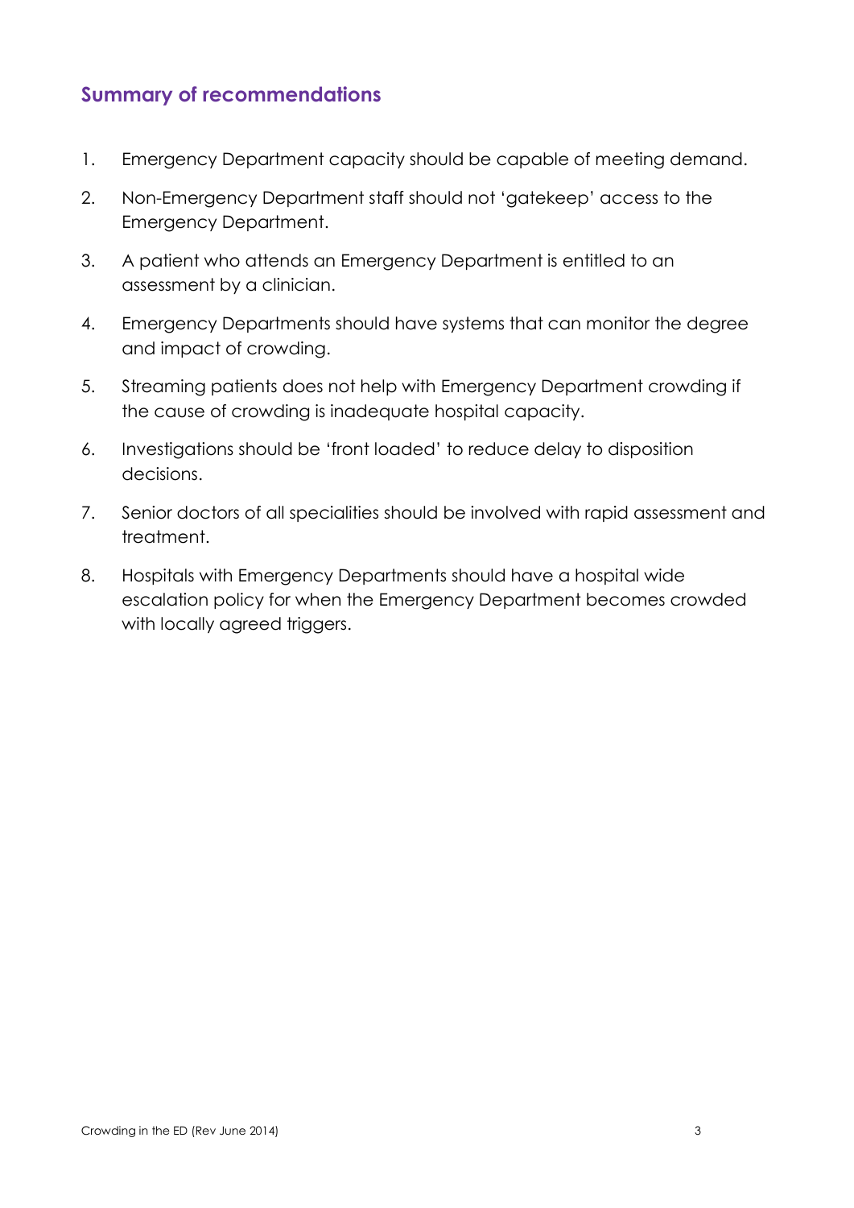## Summary of recommendations

1. Emergency Department capacity should be capable of meeting demand.
2. Non-Emergency Department staff should not 'gatekeep' access to the Emergency Department.
3. A patient who attends an Emergency Department is entitled to an assessment by a clinician.
4. Emergency Departments should have systems that can monitor the degree and impact of crowding.
5. Streaming patients does not help with Emergency Department crowding if the cause of crowding is inadequate hospital capacity.
6. Investigations should be 'front loaded' to reduce delay to disposition decisions.
7. Senior doctors of all specialities should be involved with rapid assessment and treatment.
8. Hospitals with Emergency Departments should have a hospital wide escalation policy for when the Emergency Department becomes crowded with locally agreed triggers.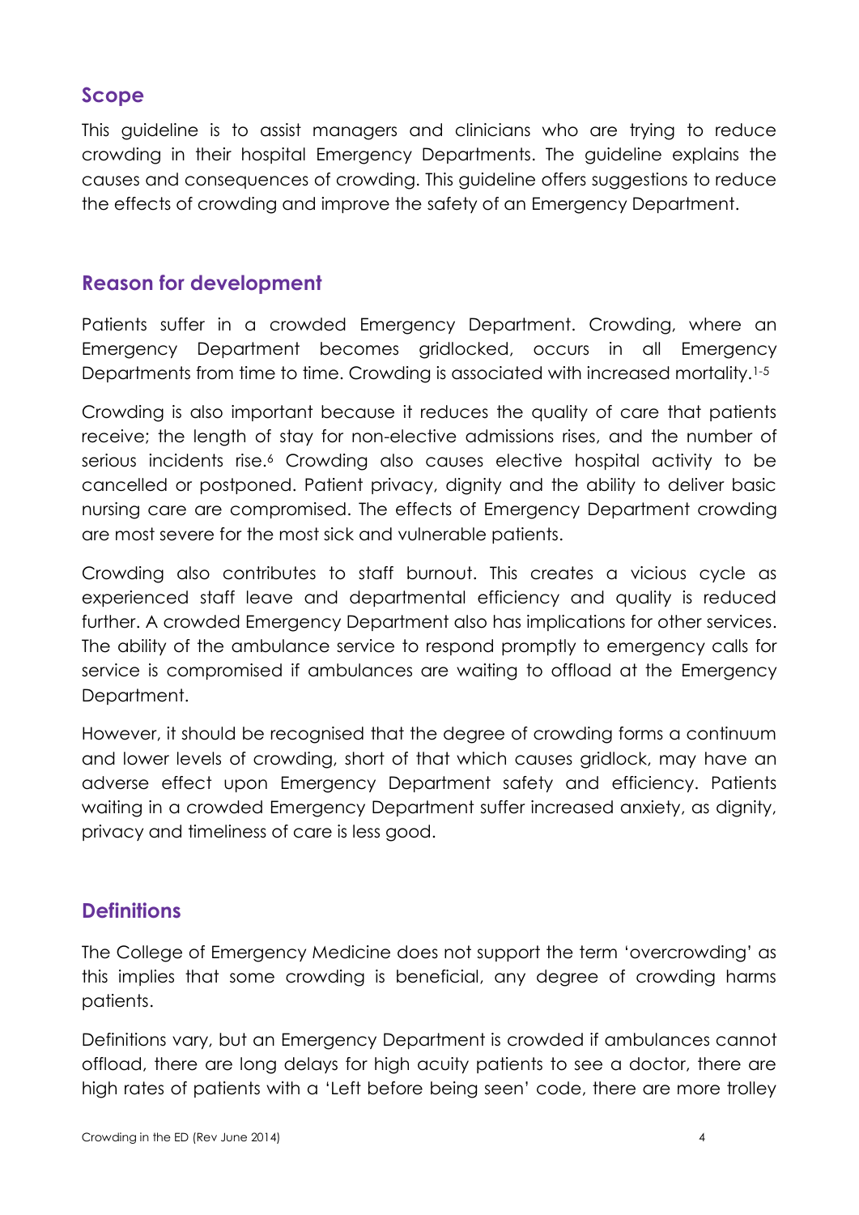## Scope

This guideline is to assist managers and clinicians who are trying to reduce crowding in their hospital Emergency Departments. The guideline explains the causes and consequences of crowding. This guideline offers suggestions to reduce the effects of crowding and improve the safety of an Emergency Department.

## Reason for development

Patients suffer in a crowded Emergency Department. Crowding, where an Emergency Department becomes gridlocked, occurs in all Emergency Departments from time to time. Crowding is associated with increased mortality.[1-5]

Crowding is also important because it reduces the quality of care that patients receive; the length of stay for non-elective admissions rises, and the number of serious incidents rise.[6] Crowding also causes elective hospital activity to be cancelled or postponed. Patient privacy, dignity and the ability to deliver basic nursing care are compromised. The effects of Emergency Department crowding are most severe for the most sick and vulnerable patients.

Crowding also contributes to staff burnout. This creates a vicious cycle as experienced staff leave and departmental efficiency and quality is reduced further. A crowded Emergency Department also has implications for other services. The ability of the ambulance service to respond promptly to emergency calls for service is compromised if ambulances are waiting to offload at the Emergency Department.

However, it should be recognised that the degree of crowding forms a continuum and lower levels of crowding, short of that which causes gridlock, may have an adverse effect upon Emergency Department safety and efficiency. Patients waiting in a crowded Emergency Department suffer increased anxiety, as dignity, privacy and timeliness of care is less good.

## Definitions

The College of Emergency Medicine does not support the term 'overcrowding' as this implies that some crowding is beneficial, any degree of crowding harms patients.

Definitions vary, but an Emergency Department is crowded if ambulances cannot offload, there are long delays for high acuity patients to see a doctor, there are high rates of patients with a 'Left before being seen' code, there are more trolley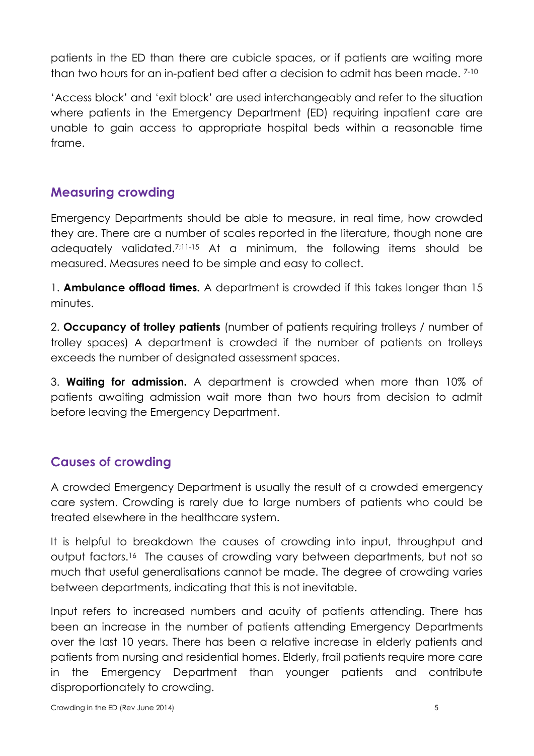patients in the ED than there are cubicle spaces, or if patients are waiting more than two hours for an in-patient bed after a decision to admit has been made. [7-10]

'Access block' and 'exit block' are used interchangeably and refer to the situation where patients in the Emergency Department (ED) requiring inpatient care are unable to gain access to appropriate hospital beds within a reasonable time frame.

## Measuring crowding

Emergency Departments should be able to measure, in real time, how crowded they are. There are a number of scales reported in the literature, though none are adequately validated.[7;11-15] At a minimum, the following items should be measured. Measures need to be simple and easy to collect.

1. **Ambulance offload times.** A department is crowded if this takes longer than 15 minutes.

2. **Occupancy of trolley patients** (number of patients requiring trolleys / number of trolley spaces) A department is crowded if the number of patients on trolleys exceeds the number of designated assessment spaces.

3. **Waiting for admission.** A department is crowded when more than 10% of patients awaiting admission wait more than two hours from decision to admit before leaving the Emergency Department.

## Causes of crowding

A crowded Emergency Department is usually the result of a crowded emergency care system. Crowding is rarely due to large numbers of patients who could be treated elsewhere in the healthcare system.

It is helpful to breakdown the causes of crowding into input, throughput and output factors.[16] The causes of crowding vary between departments, but not so much that useful generalisations cannot be made. The degree of crowding varies between departments, indicating that this is not inevitable.

Input refers to increased numbers and acuity of patients attending. There has been an increase in the number of patients attending Emergency Departments over the last 10 years. There has been a relative increase in elderly patients and patients from nursing and residential homes. Elderly, frail patients require more care in the Emergency Department than younger patients and contribute disproportionately to crowding.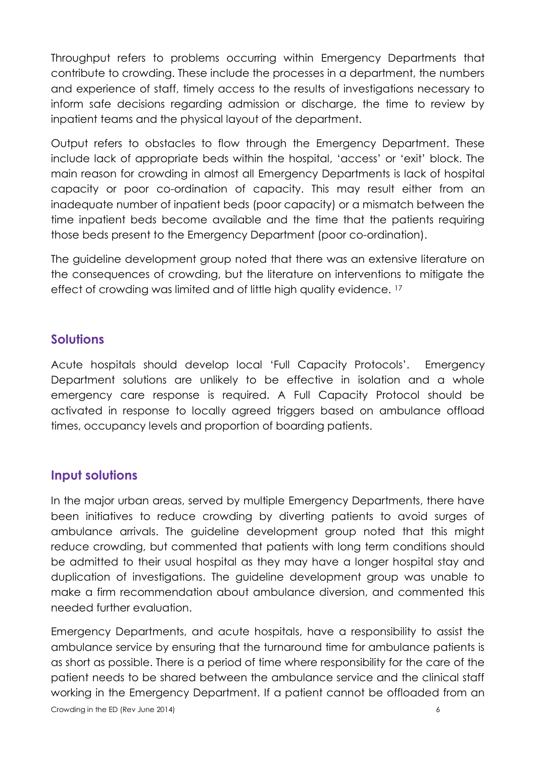Throughput refers to problems occurring within Emergency Departments that contribute to crowding. These include the processes in a department, the numbers and experience of staff, timely access to the results of investigations necessary to inform safe decisions regarding admission or discharge, the time to review by inpatient teams and the physical layout of the department.

Output refers to obstacles to flow through the Emergency Department. These include lack of appropriate beds within the hospital, 'access' or 'exit' block. The main reason for crowding in almost all Emergency Departments is lack of hospital capacity or poor co-ordination of capacity. This may result either from an inadequate number of inpatient beds (poor capacity) or a mismatch between the time inpatient beds become available and the time that the patients requiring those beds present to the Emergency Department (poor co-ordination).

The guideline development group noted that there was an extensive literature on the consequences of crowding, but the literature on interventions to mitigate the effect of crowding was limited and of little high quality evidence. [17]

## Solutions

Acute hospitals should develop local 'Full Capacity Protocols'. Emergency Department solutions are unlikely to be effective in isolation and a whole emergency care response is required. A Full Capacity Protocol should be activated in response to locally agreed triggers based on ambulance offload times, occupancy levels and proportion of boarding patients.

## Input solutions

In the major urban areas, served by multiple Emergency Departments, there have been initiatives to reduce crowding by diverting patients to avoid surges of ambulance arrivals. The guideline development group noted that this might reduce crowding, but commented that patients with long term conditions should be admitted to their usual hospital as they may have a longer hospital stay and duplication of investigations. The guideline development group was unable to make a firm recommendation about ambulance diversion, and commented this needed further evaluation.

Emergency Departments, and acute hospitals, have a responsibility to assist the ambulance service by ensuring that the turnaround time for ambulance patients is as short as possible. There is a period of time where responsibility for the care of the patient needs to be shared between the ambulance service and the clinical staff working in the Emergency Department. If a patient cannot be offloaded from an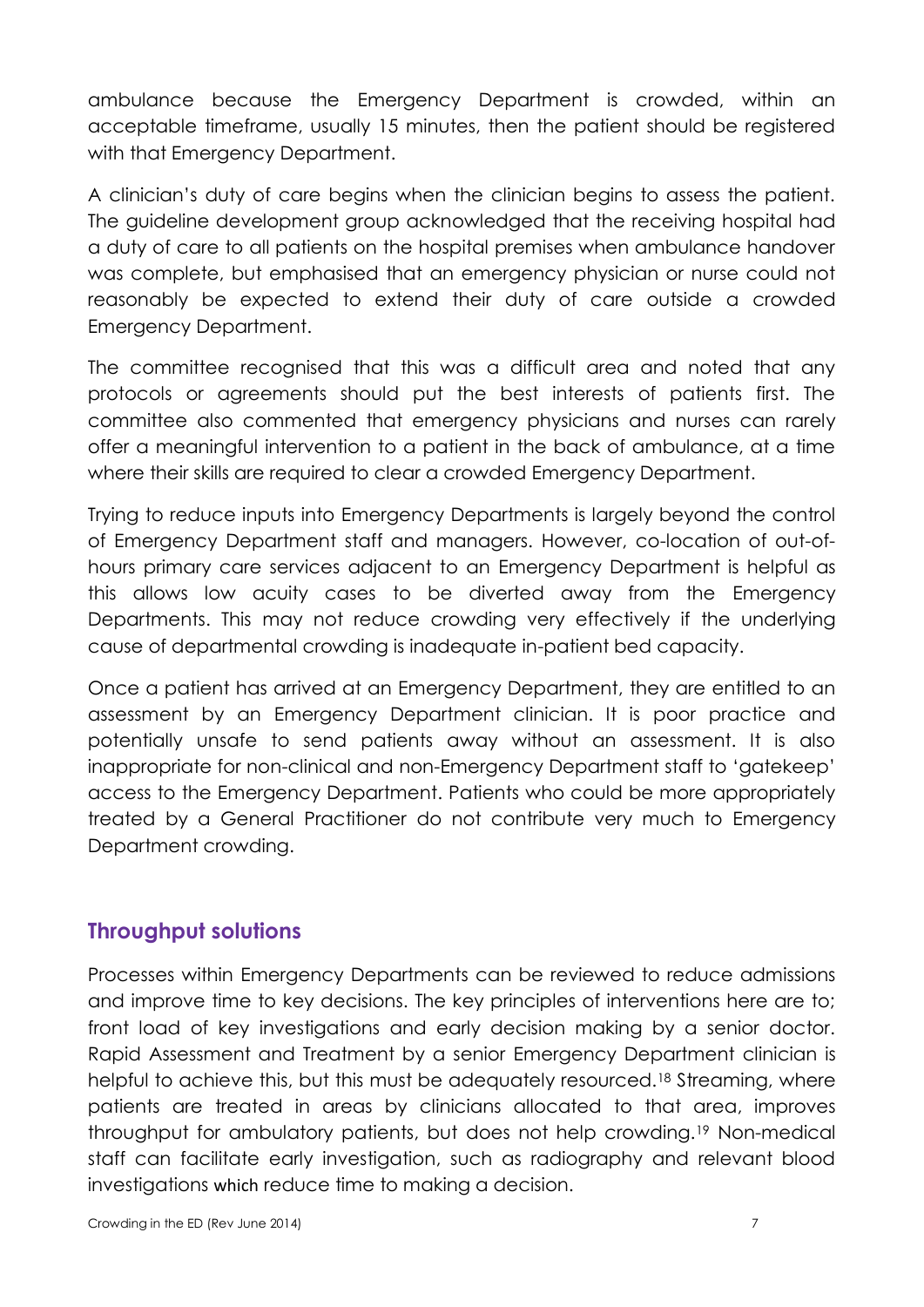ambulance because the Emergency Department is crowded, within an acceptable timeframe, usually 15 minutes, then the patient should be registered with that Emergency Department.

A clinician's duty of care begins when the clinician begins to assess the patient. The guideline development group acknowledged that the receiving hospital had a duty of care to all patients on the hospital premises when ambulance handover was complete, but emphasised that an emergency physician or nurse could not reasonably be expected to extend their duty of care outside a crowded Emergency Department.

The committee recognised that this was a difficult area and noted that any protocols or agreements should put the best interests of patients first. The committee also commented that emergency physicians and nurses can rarely offer a meaningful intervention to a patient in the back of ambulance, at a time where their skills are required to clear a crowded Emergency Department.

Trying to reduce inputs into Emergency Departments is largely beyond the control of Emergency Department staff and managers. However, co-location of out-of-hours primary care services adjacent to an Emergency Department is helpful as this allows low acuity cases to be diverted away from the Emergency Departments. This may not reduce crowding very effectively if the underlying cause of departmental crowding is inadequate in-patient bed capacity.

Once a patient has arrived at an Emergency Department, they are entitled to an assessment by an Emergency Department clinician. It is poor practice and potentially unsafe to send patients away without an assessment. It is also inappropriate for non-clinical and non-Emergency Department staff to 'gatekeep' access to the Emergency Department. Patients who could be more appropriately treated by a General Practitioner do not contribute very much to Emergency Department crowding.

## Throughput solutions

Processes within Emergency Departments can be reviewed to reduce admissions and improve time to key decisions. The key principles of interventions here are to; front load of key investigations and early decision making by a senior doctor. Rapid Assessment and Treatment by a senior Emergency Department clinician is helpful to achieve this, but this must be adequately resourced.[18] Streaming, where patients are treated in areas by clinicians allocated to that area, improves throughput for ambulatory patients, but does not help crowding.[19] Non-medical staff can facilitate early investigation, such as radiography and relevant blood investigations which reduce time to making a decision.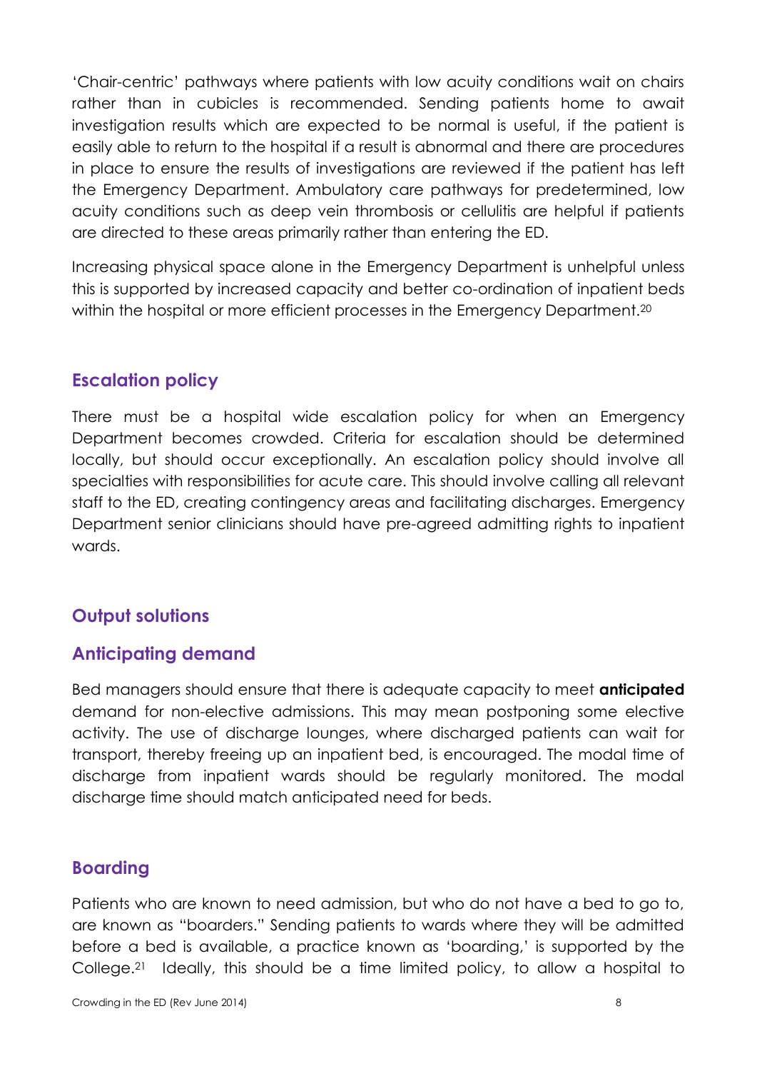'Chair-centric' pathways where patients with low acuity conditions wait on chairs rather than in cubicles is recommended. Sending patients home to await investigation results which are expected to be normal is useful, if the patient is easily able to return to the hospital if a result is abnormal and there are procedures in place to ensure the results of investigations are reviewed if the patient has left the Emergency Department. Ambulatory care pathways for predetermined, low acuity conditions such as deep vein thrombosis or cellulitis are helpful if patients are directed to these areas primarily rather than entering the ED.

Increasing physical space alone in the Emergency Department is unhelpful unless this is supported by increased capacity and better co-ordination of inpatient beds within the hospital or more efficient processes in the Emergency Department.[20]

## Escalation policy

There must be a hospital wide escalation policy for when an Emergency Department becomes crowded. Criteria for escalation should be determined locally, but should occur exceptionally. An escalation policy should involve all specialties with responsibilities for acute care. This should involve calling all relevant staff to the ED, creating contingency areas and facilitating discharges. Emergency Department senior clinicians should have pre-agreed admitting rights to inpatient wards.

## Output solutions

## Anticipating demand

Bed managers should ensure that there is adequate capacity to meet **anticipated** demand for non-elective admissions. This may mean postponing some elective activity. The use of discharge lounges, where discharged patients can wait for transport, thereby freeing up an inpatient bed, is encouraged. The modal time of discharge from inpatient wards should be regularly monitored. The modal discharge time should match anticipated need for beds.

## Boarding

Patients who are known to need admission, but who do not have a bed to go to, are known as "boarders." Sending patients to wards where they will be admitted before a bed is available, a practice known as 'boarding,' is supported by the College.[21] Ideally, this should be a time limited policy, to allow a hospital to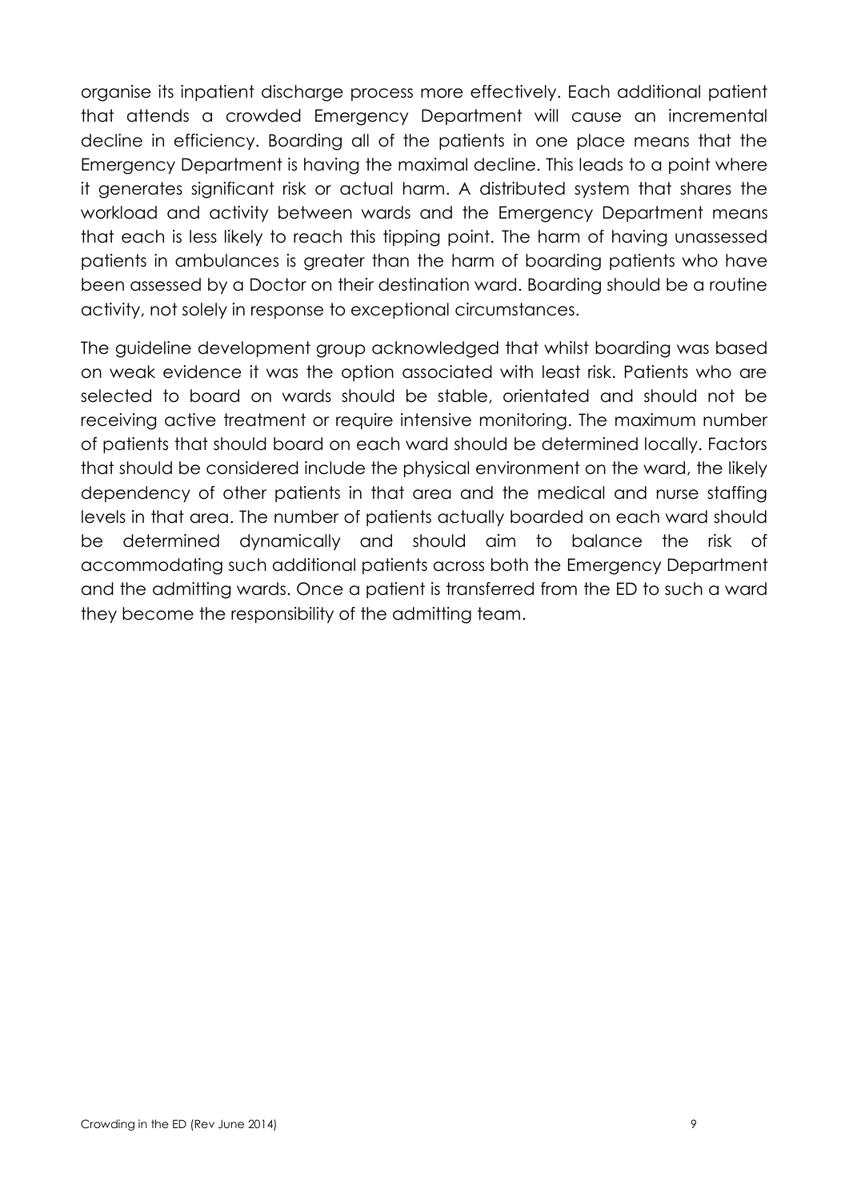organise its inpatient discharge process more effectively. Each additional patient that attends a crowded Emergency Department will cause an incremental decline in efficiency. Boarding all of the patients in one place means that the Emergency Department is having the maximal decline. This leads to a point where it generates significant risk or actual harm. A distributed system that shares the workload and activity between wards and the Emergency Department means that each is less likely to reach this tipping point. The harm of having unassessed patients in ambulances is greater than the harm of boarding patients who have been assessed by a Doctor on their destination ward. Boarding should be a routine activity, not solely in response to exceptional circumstances.

The guideline development group acknowledged that whilst boarding was based on weak evidence it was the option associated with least risk. Patients who are selected to board on wards should be stable, orientated and should not be receiving active treatment or require intensive monitoring. The maximum number of patients that should board on each ward should be determined locally. Factors that should be considered include the physical environment on the ward, the likely dependency of other patients in that area and the medical and nurse staffing levels in that area. The number of patients actually boarded on each ward should be determined dynamically and should aim to balance the risk of accommodating such additional patients across both the Emergency Department and the admitting wards. Once a patient is transferred from the ED to such a ward they become the responsibility of the admitting team.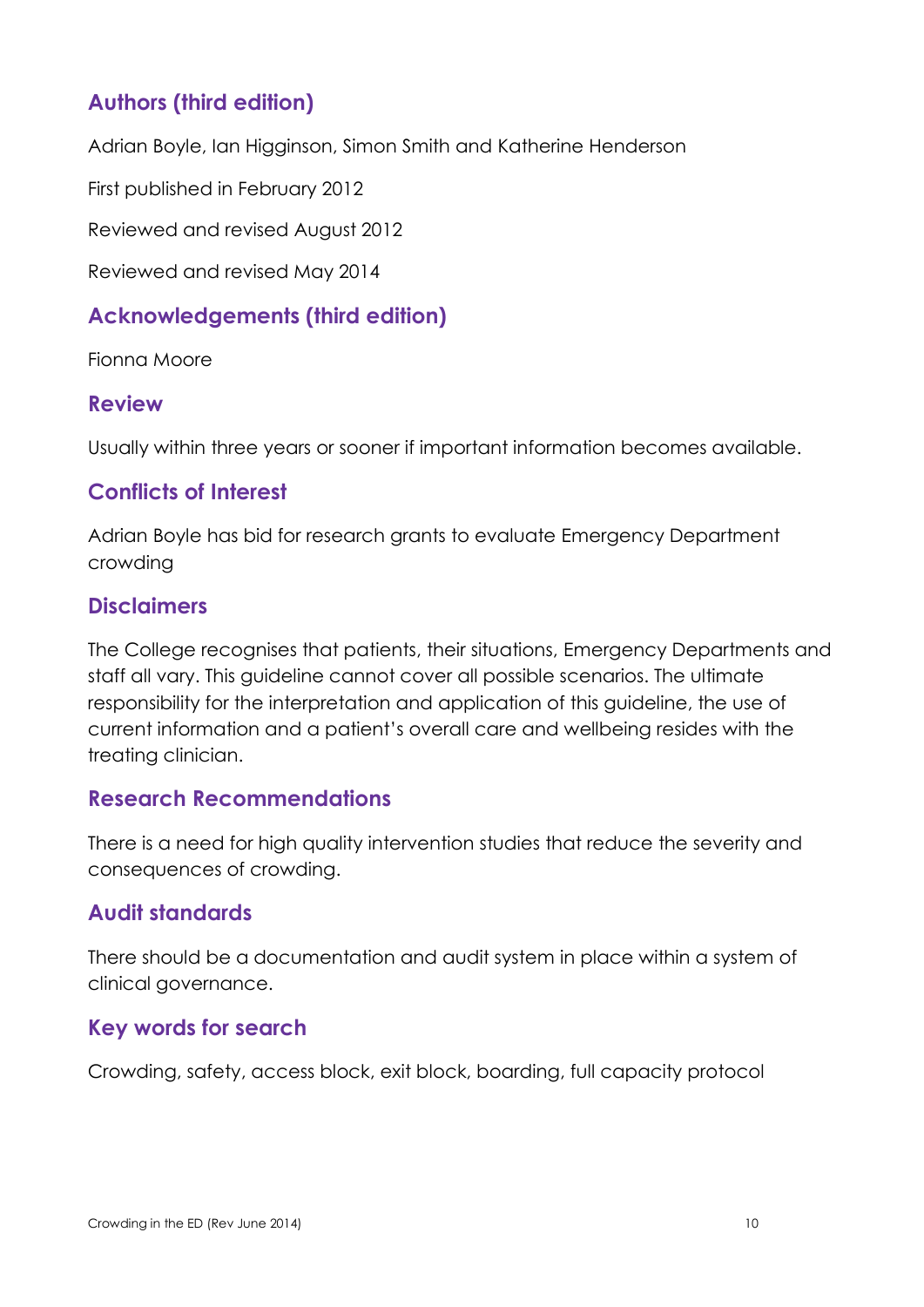## Authors (third edition)

Adrian Boyle, Ian Higginson, Simon Smith and Katherine Henderson

First published in February 2012

Reviewed and revised August 2012

Reviewed and revised May 2014

## Acknowledgements (third edition)

Fionna Moore

## Review

Usually within three years or sooner if important information becomes available.

## Conflicts of Interest

Adrian Boyle has bid for research grants to evaluate Emergency Department crowding

## Disclaimers

The College recognises that patients, their situations, Emergency Departments and staff all vary. This guideline cannot cover all possible scenarios. The ultimate responsibility for the interpretation and application of this guideline, the use of current information and a patient's overall care and wellbeing resides with the treating clinician.

## Research Recommendations

There is a need for high quality intervention studies that reduce the severity and consequences of crowding.

## Audit standards

There should be a documentation and audit system in place within a system of clinical governance.

## Key words for search

Crowding, safety, access block, exit block, boarding, full capacity protocol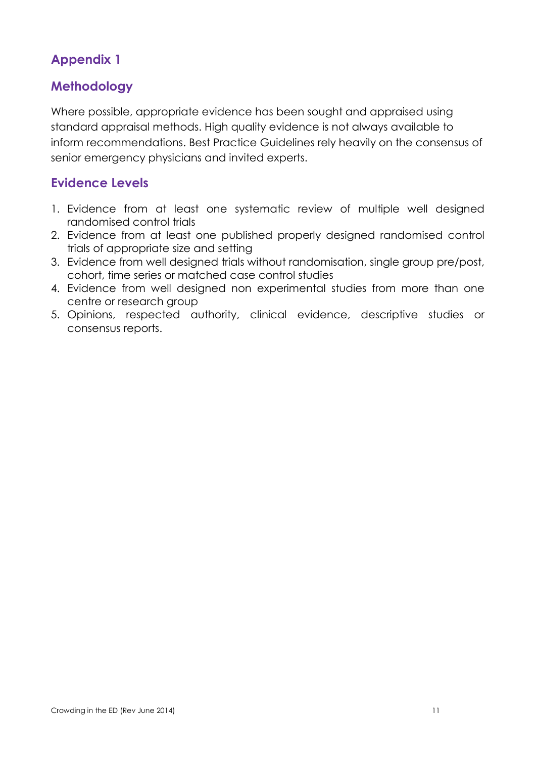## Appendix 1

## Methodology

Where possible, appropriate evidence has been sought and appraised using standard appraisal methods. High quality evidence is not always available to inform recommendations. Best Practice Guidelines rely heavily on the consensus of senior emergency physicians and invited experts.

## Evidence Levels

1. Evidence from at least one systematic review of multiple well designed randomised control trials
2. Evidence from at least one published properly designed randomised control trials of appropriate size and setting
3. Evidence from well designed trials without randomisation, single group pre/post, cohort, time series or matched case control studies
4. Evidence from well designed non experimental studies from more than one centre or research group
5. Opinions, respected authority, clinical evidence, descriptive studies or consensus reports.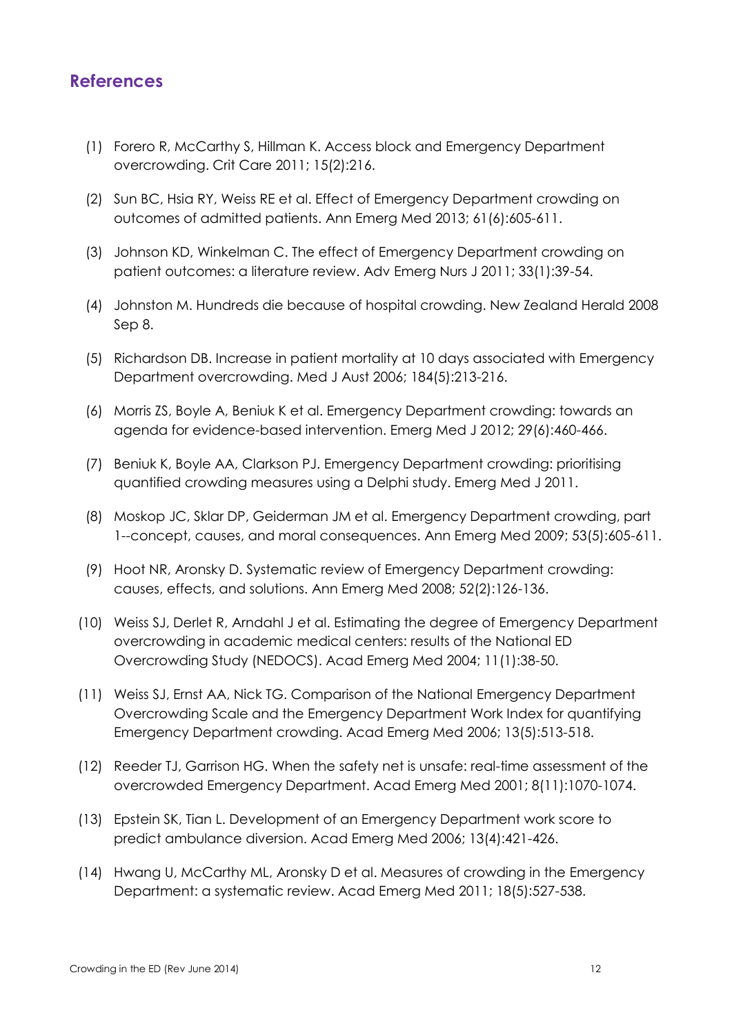## References

(1) Forero R, McCarthy S, Hillman K. Access block and Emergency Department overcrowding. Crit Care 2011; 15(2):216.

(2) Sun BC, Hsia RY, Weiss RE et al. Effect of Emergency Department crowding on outcomes of admitted patients. Ann Emerg Med 2013; 61(6):605-611.

(3) Johnson KD, Winkelman C. The effect of Emergency Department crowding on patient outcomes: a literature review. Adv Emerg Nurs J 2011; 33(1):39-54.

(4) Johnston M. Hundreds die because of hospital crowding. New Zealand Herald 2008 Sep 8.

(5) Richardson DB. Increase in patient mortality at 10 days associated with Emergency Department overcrowding. Med J Aust 2006; 184(5):213-216.

(6) Morris ZS, Boyle A, Beniuk K et al. Emergency Department crowding: towards an agenda for evidence-based intervention. Emerg Med J 2012; 29(6):460-466.

(7) Beniuk K, Boyle AA, Clarkson PJ. Emergency Department crowding: prioritising quantified crowding measures using a Delphi study. Emerg Med J 2011.

(8) Moskop JC, Sklar DP, Geiderman JM et al. Emergency Department crowding, part 1--concept, causes, and moral consequences. Ann Emerg Med 2009; 53(5):605-611.

(9) Hoot NR, Aronsky D. Systematic review of Emergency Department crowding: causes, effects, and solutions. Ann Emerg Med 2008; 52(2):126-136.

(10) Weiss SJ, Derlet R, Arndahl J et al. Estimating the degree of Emergency Department overcrowding in academic medical centers: results of the National ED Overcrowding Study (NEDOCS). Acad Emerg Med 2004; 11(1):38-50.

(11) Weiss SJ, Ernst AA, Nick TG. Comparison of the National Emergency Department Overcrowding Scale and the Emergency Department Work Index for quantifying Emergency Department crowding. Acad Emerg Med 2006; 13(5):513-518.

(12) Reeder TJ, Garrison HG. When the safety net is unsafe: real-time assessment of the overcrowded Emergency Department. Acad Emerg Med 2001; 8(11):1070-1074.

(13) Epstein SK, Tian L. Development of an Emergency Department work score to predict ambulance diversion. Acad Emerg Med 2006; 13(4):421-426.

(14) Hwang U, McCarthy ML, Aronsky D et al. Measures of crowding in the Emergency Department: a systematic review. Acad Emerg Med 2011; 18(5):527-538.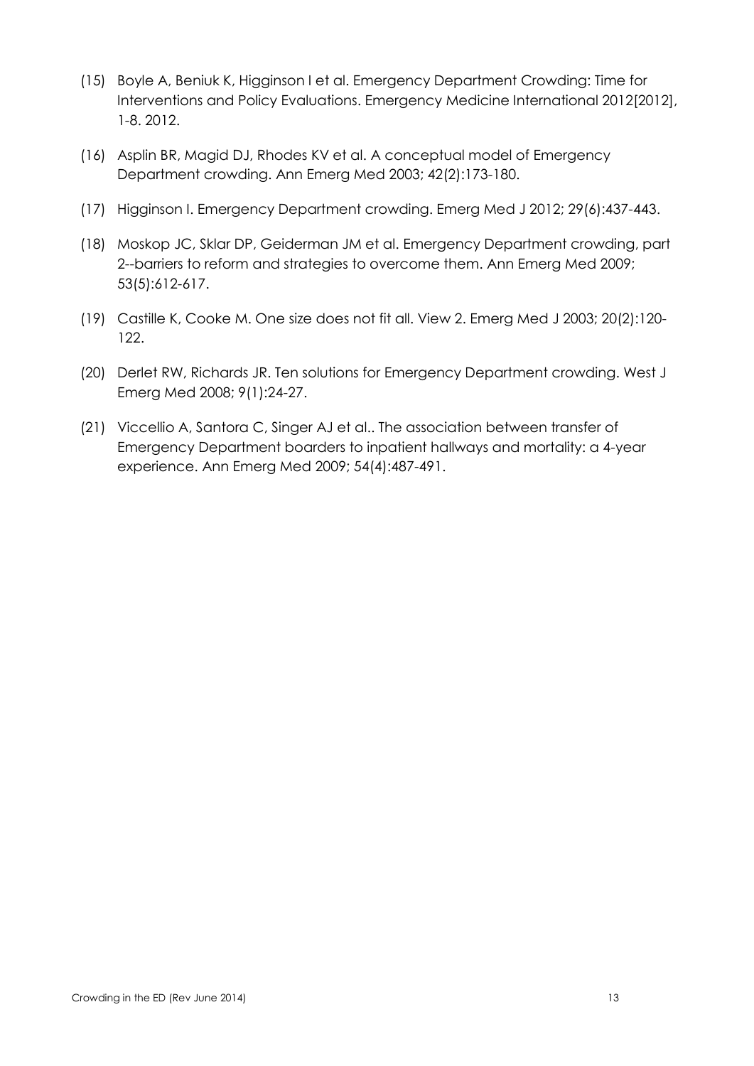(15) Boyle A, Beniuk K, Higginson I et al. Emergency Department Crowding: Time for Interventions and Policy Evaluations. Emergency Medicine International 2012[2012], 1-8. 2012.

(16) Asplin BR, Magid DJ, Rhodes KV et al. A conceptual model of Emergency Department crowding. Ann Emerg Med 2003; 42(2):173-180.

(17) Higginson I. Emergency Department crowding. Emerg Med J 2012; 29(6):437-443.

(18) Moskop JC, Sklar DP, Geiderman JM et al. Emergency Department crowding, part 2--barriers to reform and strategies to overcome them. Ann Emerg Med 2009; 53(5):612-617.

(19) Castille K, Cooke M. One size does not fit all. View 2. Emerg Med J 2003; 20(2):120-122.

(20) Derlet RW, Richards JR. Ten solutions for Emergency Department crowding. West J Emerg Med 2008; 9(1):24-27.

(21) Viccellio A, Santora C, Singer AJ et al.. The association between transfer of Emergency Department boarders to inpatient hallways and mortality: a 4-year experience. Ann Emerg Med 2009; 54(4):487-491.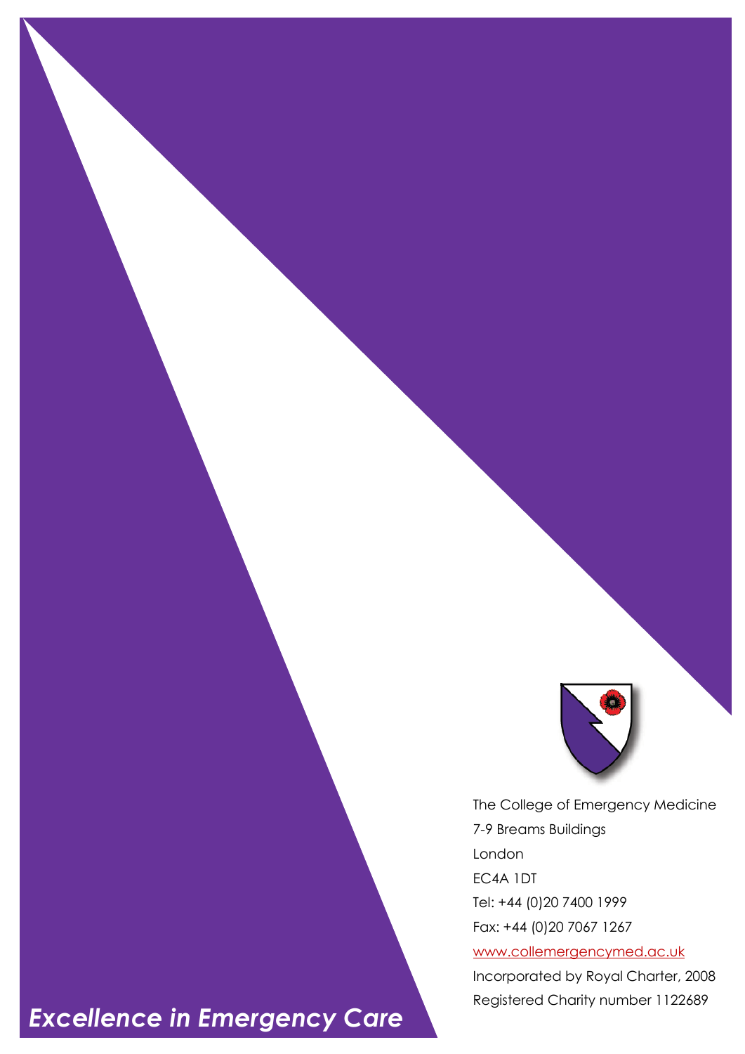The College of Emergency Medicine
7-9 Breams Buildings
London
EC4A 1DT
Tel: +44 (0)20 7400 1999
Fax: +44 (0)20 7067 1267
www.collemergencymed.ac.uk
Incorporated by Royal Charter, 2008
Registered Charity number 1122689

***Excellence in Emergency Care***